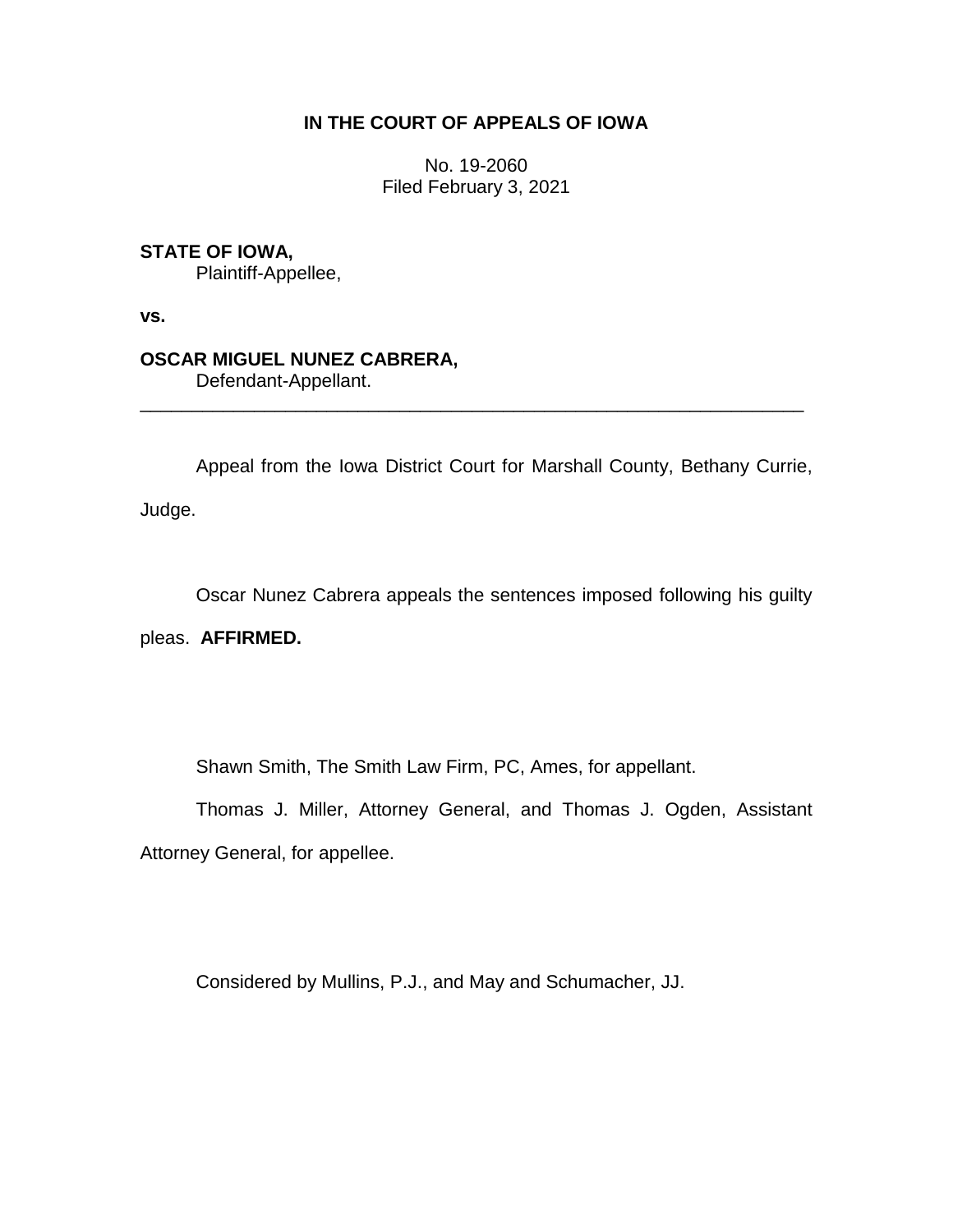**IN THE COURT OF APPEALS OF IOWA**

No. 19-2060
Filed February 3, 2021

**STATE OF IOWA,**
Plaintiff-Appellee,

**vs.**

**OSCAR MIGUEL NUNEZ CABRERA,**
Defendant-Appellant.

---

Appeal from the Iowa District Court for Marshall County, Bethany Currie, Judge.

Oscar Nunez Cabrera appeals the sentences imposed following his guilty pleas. **AFFIRMED.**

Shawn Smith, The Smith Law Firm, PC, Ames, for appellant.

Thomas J. Miller, Attorney General, and Thomas J. Ogden, Assistant Attorney General, for appellee.

Considered by Mullins, P.J., and May and Schumacher, JJ.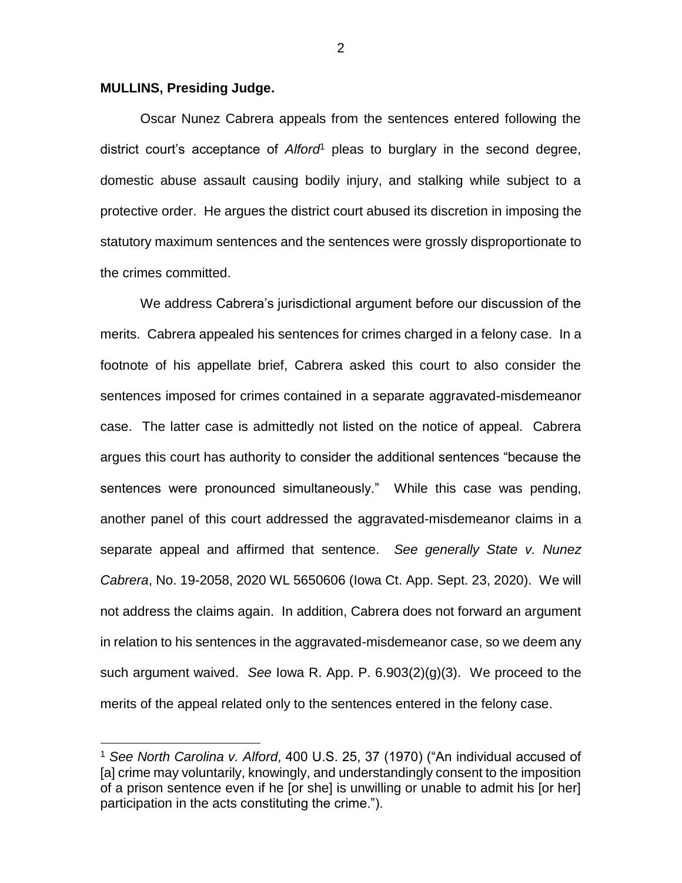**MULLINS, Presiding Judge.**

Oscar Nunez Cabrera appeals from the sentences entered following the district court's acceptance of *Alford*[1] pleas to burglary in the second degree, domestic abuse assault causing bodily injury, and stalking while subject to a protective order. He argues the district court abused its discretion in imposing the statutory maximum sentences and the sentences were grossly disproportionate to the crimes committed.

We address Cabrera's jurisdictional argument before our discussion of the merits. Cabrera appealed his sentences for crimes charged in a felony case. In a footnote of his appellate brief, Cabrera asked this court to also consider the sentences imposed for crimes contained in a separate aggravated-misdemeanor case. The latter case is admittedly not listed on the notice of appeal. Cabrera argues this court has authority to consider the additional sentences "because the sentences were pronounced simultaneously." While this case was pending, another panel of this court addressed the aggravated-misdemeanor claims in a separate appeal and affirmed that sentence. *See generally State v. Nunez Cabrera*, No. 19-2058, 2020 WL 5650606 (Iowa Ct. App. Sept. 23, 2020). We will not address the claims again. In addition, Cabrera does not forward an argument in relation to his sentences in the aggravated-misdemeanor case, so we deem any such argument waived. *See* Iowa R. App. P. 6.903(2)(g)(3). We proceed to the merits of the appeal related only to the sentences entered in the felony case.

[1] *See North Carolina v. Alford*, 400 U.S. 25, 37 (1970) ("An individual accused of [a] crime may voluntarily, knowingly, and understandingly consent to the imposition of a prison sentence even if he [or she] is unwilling or unable to admit his [or her] participation in the acts constituting the crime.").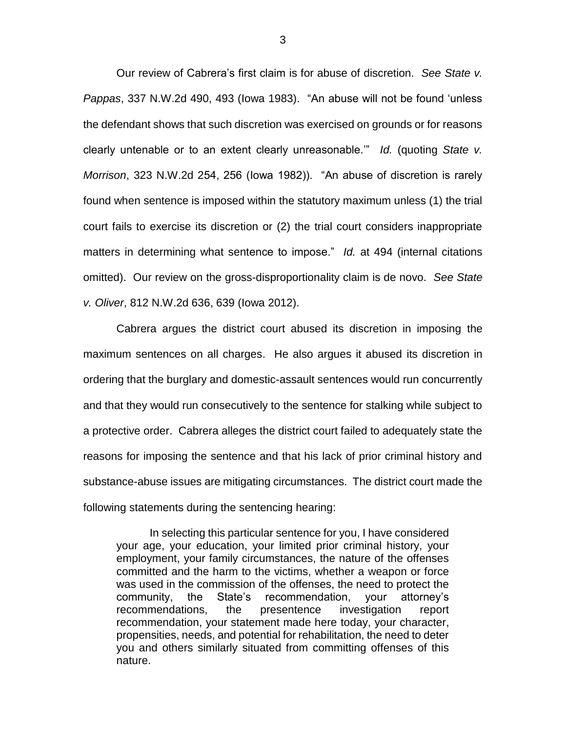Our review of Cabrera's first claim is for abuse of discretion. *See State v. Pappas*, 337 N.W.2d 490, 493 (Iowa 1983). "An abuse will not be found 'unless the defendant shows that such discretion was exercised on grounds or for reasons clearly untenable or to an extent clearly unreasonable.'" *Id.* (quoting *State v. Morrison*, 323 N.W.2d 254, 256 (Iowa 1982)). "An abuse of discretion is rarely found when sentence is imposed within the statutory maximum unless (1) the trial court fails to exercise its discretion or (2) the trial court considers inappropriate matters in determining what sentence to impose." *Id.* at 494 (internal citations omitted). Our review on the gross-disproportionality claim is de novo. *See State v. Oliver*, 812 N.W.2d 636, 639 (Iowa 2012).

Cabrera argues the district court abused its discretion in imposing the maximum sentences on all charges. He also argues it abused its discretion in ordering that the burglary and domestic-assault sentences would run concurrently and that they would run consecutively to the sentence for stalking while subject to a protective order. Cabrera alleges the district court failed to adequately state the reasons for imposing the sentence and that his lack of prior criminal history and substance-abuse issues are mitigating circumstances. The district court made the following statements during the sentencing hearing:

> In selecting this particular sentence for you, I have considered your age, your education, your limited prior criminal history, your employment, your family circumstances, the nature of the offenses committed and the harm to the victims, whether a weapon or force was used in the commission of the offenses, the need to protect the community, the State's recommendation, your attorney's recommendations, the presentence investigation report recommendation, your statement made here today, your character, propensities, needs, and potential for rehabilitation, the need to deter you and others similarly situated from committing offenses of this nature.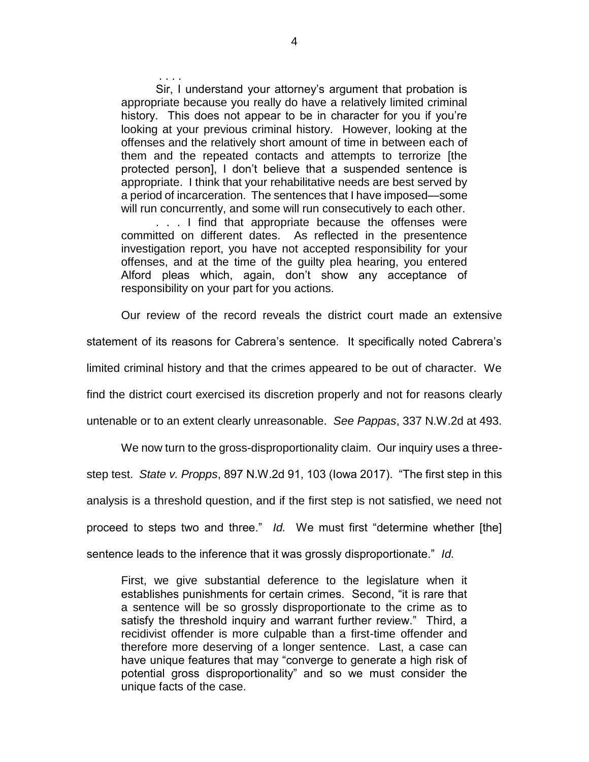> . . . .
>
> Sir, I understand your attorney's argument that probation is appropriate because you really do have a relatively limited criminal history. This does not appear to be in character for you if you're looking at your previous criminal history. However, looking at the offenses and the relatively short amount of time in between each of them and the repeated contacts and attempts to terrorize [the protected person], I don't believe that a suspended sentence is appropriate. I think that your rehabilitative needs are best served by a period of incarceration. The sentences that I have imposed—some will run concurrently, and some will run consecutively to each other.
>
> . . . I find that appropriate because the offenses were committed on different dates. As reflected in the presentence investigation report, you have not accepted responsibility for your offenses, and at the time of the guilty plea hearing, you entered Alford pleas which, again, don't show any acceptance of responsibility on your part for you actions.

Our review of the record reveals the district court made an extensive statement of its reasons for Cabrera's sentence. It specifically noted Cabrera's limited criminal history and that the crimes appeared to be out of character. We find the district court exercised its discretion properly and not for reasons clearly untenable or to an extent clearly unreasonable. *See Pappas*, 337 N.W.2d at 493.

We now turn to the gross-disproportionality claim. Our inquiry uses a three-step test. *State v. Propps*, 897 N.W.2d 91, 103 (Iowa 2017). "The first step in this analysis is a threshold question, and if the first step is not satisfied, we need not proceed to steps two and three." *Id.* We must first "determine whether [the] sentence leads to the inference that it was grossly disproportionate." *Id.*

> First, we give substantial deference to the legislature when it establishes punishments for certain crimes. Second, "it is rare that a sentence will be so grossly disproportionate to the crime as to satisfy the threshold inquiry and warrant further review." Third, a recidivist offender is more culpable than a first-time offender and therefore more deserving of a longer sentence. Last, a case can have unique features that may "converge to generate a high risk of potential gross disproportionality" and so we must consider the unique facts of the case.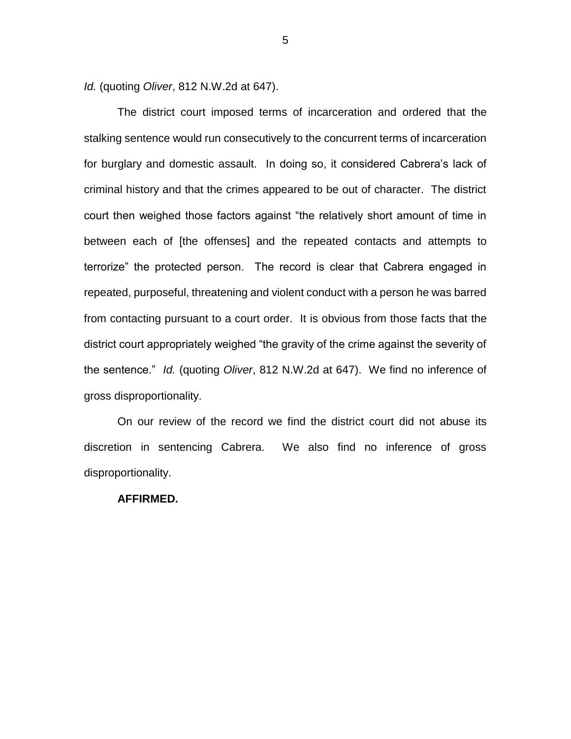*Id.* (quoting *Oliver*, 812 N.W.2d at 647).

The district court imposed terms of incarceration and ordered that the stalking sentence would run consecutively to the concurrent terms of incarceration for burglary and domestic assault. In doing so, it considered Cabrera's lack of criminal history and that the crimes appeared to be out of character. The district court then weighed those factors against "the relatively short amount of time in between each of [the offenses] and the repeated contacts and attempts to terrorize" the protected person. The record is clear that Cabrera engaged in repeated, purposeful, threatening and violent conduct with a person he was barred from contacting pursuant to a court order. It is obvious from those facts that the district court appropriately weighed "the gravity of the crime against the severity of the sentence." *Id.* (quoting *Oliver*, 812 N.W.2d at 647). We find no inference of gross disproportionality.

On our review of the record we find the district court did not abuse its discretion in sentencing Cabrera. We also find no inference of gross disproportionality.

**AFFIRMED.**